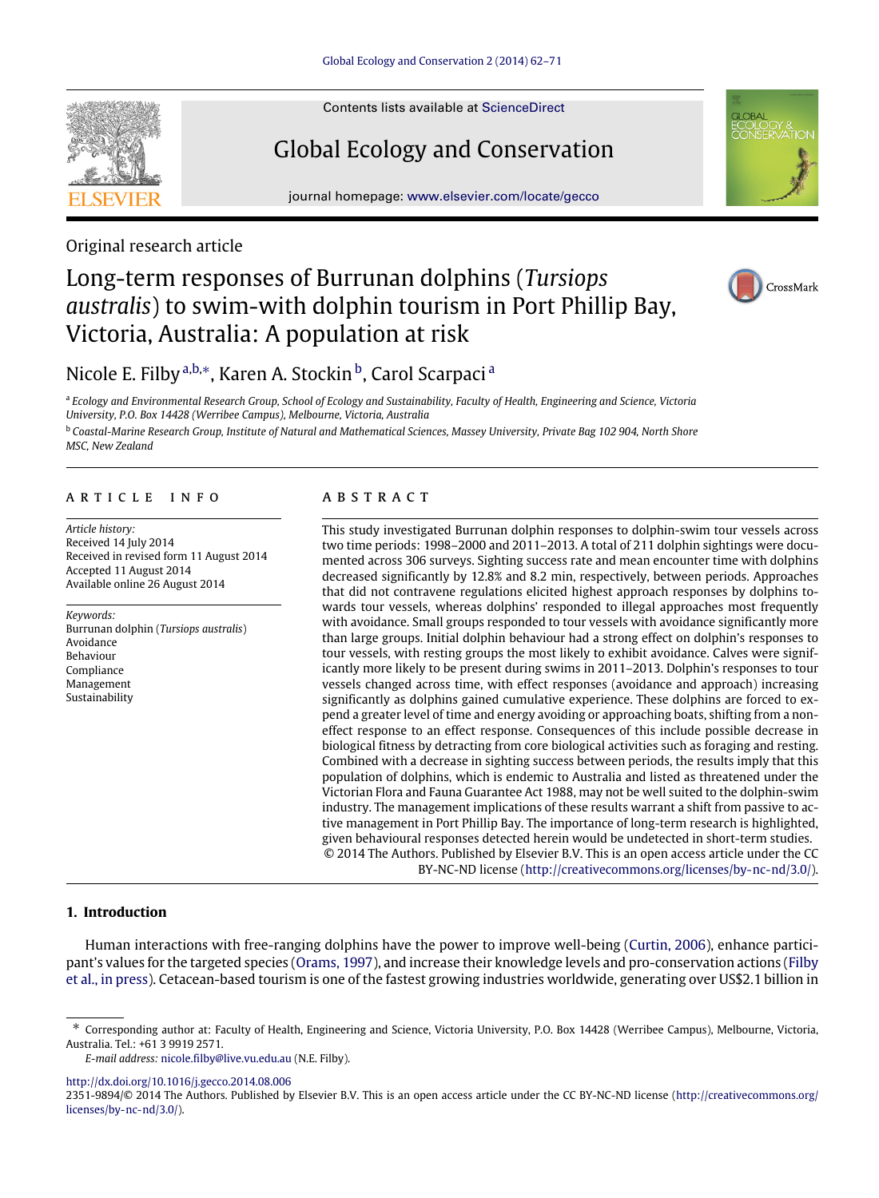Contents lists available at ScienceDirect

# Global Ecology and Conservation

journal homepage: www.elsevier.com/locate/gecco

Original research article

# Long-term responses of Burrunan dolphins (*Tursiops australis*) to swim-with dolphin tourism in Port Phillip Bay, Victoria, Australia: A population at risk

Nicole E. Filby[a,b,*], Karen A. Stockin[b], Carol Scarpaci[a]

[a] *Ecology and Environmental Research Group, School of Ecology and Sustainability, Faculty of Health, Engineering and Science, Victoria University, P.O. Box 14428 (Werribee Campus), Melbourne, Victoria, Australia*

[b] *Coastal-Marine Research Group, Institute of Natural and Mathematical Sciences, Massey University, Private Bag 102 904, North Shore MSC, New Zealand*

## ARTICLE INFO

*Article history:*
Received 14 July 2014
Received in revised form 11 August 2014
Accepted 11 August 2014
Available online 26 August 2014

*Keywords:*
Burrunan dolphin (*Tursiops australis*)
Avoidance
Behaviour
Compliance
Management
Sustainability

## ABSTRACT

This study investigated Burrunan dolphin responses to dolphin-swim tour vessels across two time periods: 1998–2000 and 2011–2013. A total of 211 dolphin sightings were documented across 306 surveys. Sighting success rate and mean encounter time with dolphins decreased significantly by 12.8% and 8.2 min, respectively, between periods. Approaches that did not contravene regulations elicited highest approach responses by dolphins towards tour vessels, whereas dolphins' responded to illegal approaches most frequently with avoidance. Small groups responded to tour vessels with avoidance significantly more than large groups. Initial dolphin behaviour had a strong effect on dolphin's responses to tour vessels, with resting groups the most likely to exhibit avoidance. Calves were significantly more likely to be present during swims in 2011–2013. Dolphin's responses to tour vessels changed across time, with effect responses (avoidance and approach) increasing significantly as dolphins gained cumulative experience. These dolphins are forced to expend a greater level of time and energy avoiding or approaching boats, shifting from a non-effect response to an effect response. Consequences of this include possible decrease in biological fitness by detracting from core biological activities such as foraging and resting. Combined with a decrease in sighting success between periods, the results imply that this population of dolphins, which is endemic to Australia and listed as threatened under the Victorian Flora and Fauna Guarantee Act 1988, may not be well suited to the dolphin-swim industry. The management implications of these results warrant a shift from passive to active management in Port Phillip Bay. The importance of long-term research is highlighted, given behavioural responses detected herein would be undetected in short-term studies.

© 2014 The Authors. Published by Elsevier B.V. This is an open access article under the CC BY-NC-ND license (http://creativecommons.org/licenses/by-nc-nd/3.0/).

## 1. Introduction

Human interactions with free-ranging dolphins have the power to improve well-being (Curtin, 2006), enhance participant's values for the targeted species (Orams, 1997), and increase their knowledge levels and pro-conservation actions (Filby et al., in press). Cetacean-based tourism is one of the fastest growing industries worldwide, generating over US$2.1 billion in

---

* Corresponding author at: Faculty of Health, Engineering and Science, Victoria University, P.O. Box 14428 (Werribee Campus), Melbourne, Victoria, Australia. Tel.: +61 3 9919 2571.
*E-mail address:* nicole.filby@live.vu.edu.au (N.E. Filby).

http://dx.doi.org/10.1016/j.gecco.2014.08.006
2351-9894/© 2014 The Authors. Published by Elsevier B.V. This is an open access article under the CC BY-NC-ND license (http://creativecommons.org/licenses/by-nc-nd/3.0/).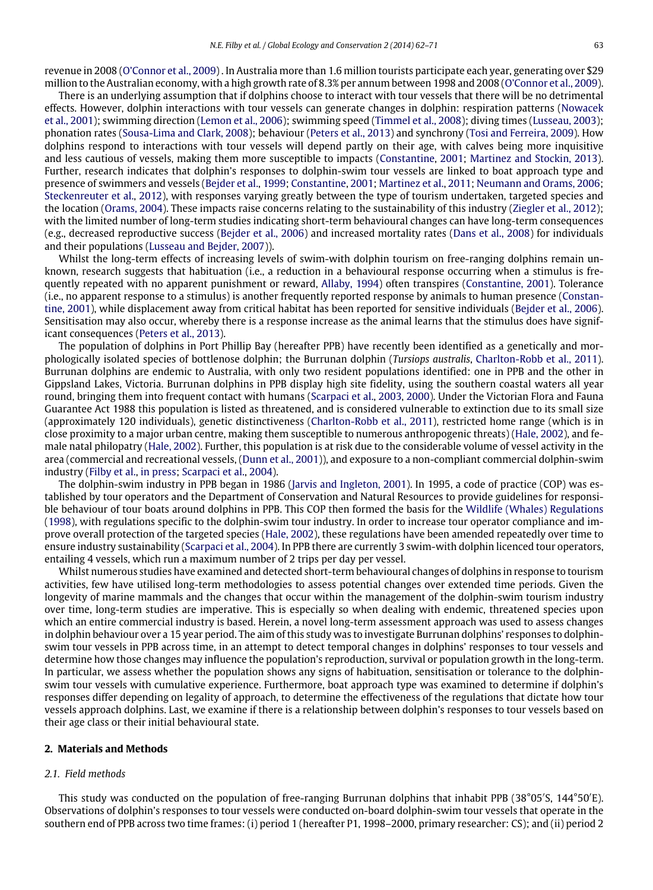revenue in 2008 (O'Connor et al., 2009). In Australia more than 1.6 million tourists participate each year, generating over $29 million to the Australian economy, with a high growth rate of 8.3% per annum between 1998 and 2008 (O'Connor et al., 2009).

There is an underlying assumption that if dolphins choose to interact with tour vessels that there will be no detrimental effects. However, dolphin interactions with tour vessels can generate changes in dolphin: respiration patterns (Nowacek et al., 2001); swimming direction (Lemon et al., 2006); swimming speed (Timmel et al., 2008); diving times (Lusseau, 2003); phonation rates (Sousa-Lima and Clark, 2008); behaviour (Peters et al., 2013) and synchrony (Tosi and Ferreira, 2009). How dolphins respond to interactions with tour vessels will depend partly on their age, with calves being more inquisitive and less cautious of vessels, making them more susceptible to impacts (Constantine, 2001; Martinez and Stockin, 2013). Further, research indicates that dolphin's responses to dolphin-swim tour vessels are linked to boat approach type and presence of swimmers and vessels (Bejder et al., 1999; Constantine, 2001; Martinez et al., 2011; Neumann and Orams, 2006; Steckenreuter et al., 2012), with responses varying greatly between the type of tourism undertaken, targeted species and the location (Orams, 2004). These impacts raise concerns relating to the sustainability of this industry (Ziegler et al., 2012); with the limited number of long-term studies indicating short-term behavioural changes can have long-term consequences (e.g., decreased reproductive success (Bejder et al., 2006) and increased mortality rates (Dans et al., 2008) for individuals and their populations (Lusseau and Bejder, 2007)).

Whilst the long-term effects of increasing levels of swim-with dolphin tourism on free-ranging dolphins remain unknown, research suggests that habituation (i.e., a reduction in a behavioural response occurring when a stimulus is frequently repeated with no apparent punishment or reward, Allaby, 1994) often transpires (Constantine, 2001). Tolerance (i.e., no apparent response to a stimulus) is another frequently reported response by animals to human presence (Constantine, 2001), while displacement away from critical habitat has been reported for sensitive individuals (Bejder et al., 2006). Sensitisation may also occur, whereby there is a response increase as the animal learns that the stimulus does have significant consequences (Peters et al., 2013).

The population of dolphins in Port Phillip Bay (hereafter PPB) have recently been identified as a genetically and morphologically isolated species of bottlenose dolphin; the Burrunan dolphin (*Tursiops australis*, Charlton-Robb et al., 2011). Burrunan dolphins are endemic to Australia, with only two resident populations identified: one in PPB and the other in Gippsland Lakes, Victoria. Burrunan dolphins in PPB display high site fidelity, using the southern coastal waters all year round, bringing them into frequent contact with humans (Scarpaci et al., 2003, 2000). Under the Victorian Flora and Fauna Guarantee Act 1988 this population is listed as threatened, and is considered vulnerable to extinction due to its small size (approximately 120 individuals), genetic distinctiveness (Charlton-Robb et al., 2011), restricted home range (which is in close proximity to a major urban centre, making them susceptible to numerous anthropogenic threats) (Hale, 2002), and female natal philopatry (Hale, 2002). Further, this population is at risk due to the considerable volume of vessel activity in the area (commercial and recreational vessels, (Dunn et al., 2001)), and exposure to a non-compliant commercial dolphin-swim industry (Filby et al., in press; Scarpaci et al., 2004).

The dolphin-swim industry in PPB began in 1986 (Jarvis and Ingleton, 2001). In 1995, a code of practice (COP) was established by tour operators and the Department of Conservation and Natural Resources to provide guidelines for responsible behaviour of tour boats around dolphins in PPB. This COP then formed the basis for the Wildlife (Whales) Regulations (1998), with regulations specific to the dolphin-swim tour industry. In order to increase tour operator compliance and improve overall protection of the targeted species (Hale, 2002), these regulations have been amended repeatedly over time to ensure industry sustainability (Scarpaci et al., 2004). In PPB there are currently 3 swim-with dolphin licenced tour operators, entailing 4 vessels, which run a maximum number of 2 trips per day per vessel.

Whilst numerous studies have examined and detected short-term behavioural changes of dolphins in response to tourism activities, few have utilised long-term methodologies to assess potential changes over extended time periods. Given the longevity of marine mammals and the changes that occur within the management of the dolphin-swim tourism industry over time, long-term studies are imperative. This is especially so when dealing with endemic, threatened species upon which an entire commercial industry is based. Herein, a novel long-term assessment approach was used to assess changes in dolphin behaviour over a 15 year period. The aim of this study was to investigate Burrunan dolphins' responses to dolphin-swim tour vessels in PPB across time, in an attempt to detect temporal changes in dolphins' responses to tour vessels and determine how those changes may influence the population's reproduction, survival or population growth in the long-term. In particular, we assess whether the population shows any signs of habituation, sensitisation or tolerance to the dolphin-swim tour vessels with cumulative experience. Furthermore, boat approach type was examined to determine if dolphin's responses differ depending on legality of approach, to determine the effectiveness of the regulations that dictate how tour vessels approach dolphins. Last, we examine if there is a relationship between dolphin's responses to tour vessels based on their age class or their initial behavioural state.

## 2. Materials and Methods

### 2.1. Field methods

This study was conducted on the population of free-ranging Burrunan dolphins that inhabit PPB (38°05′S, 144°50′E). Observations of dolphin's responses to tour vessels were conducted on-board dolphin-swim tour vessels that operate in the southern end of PPB across two time frames: (i) period 1 (hereafter P1, 1998–2000, primary researcher: CS); and (ii) period 2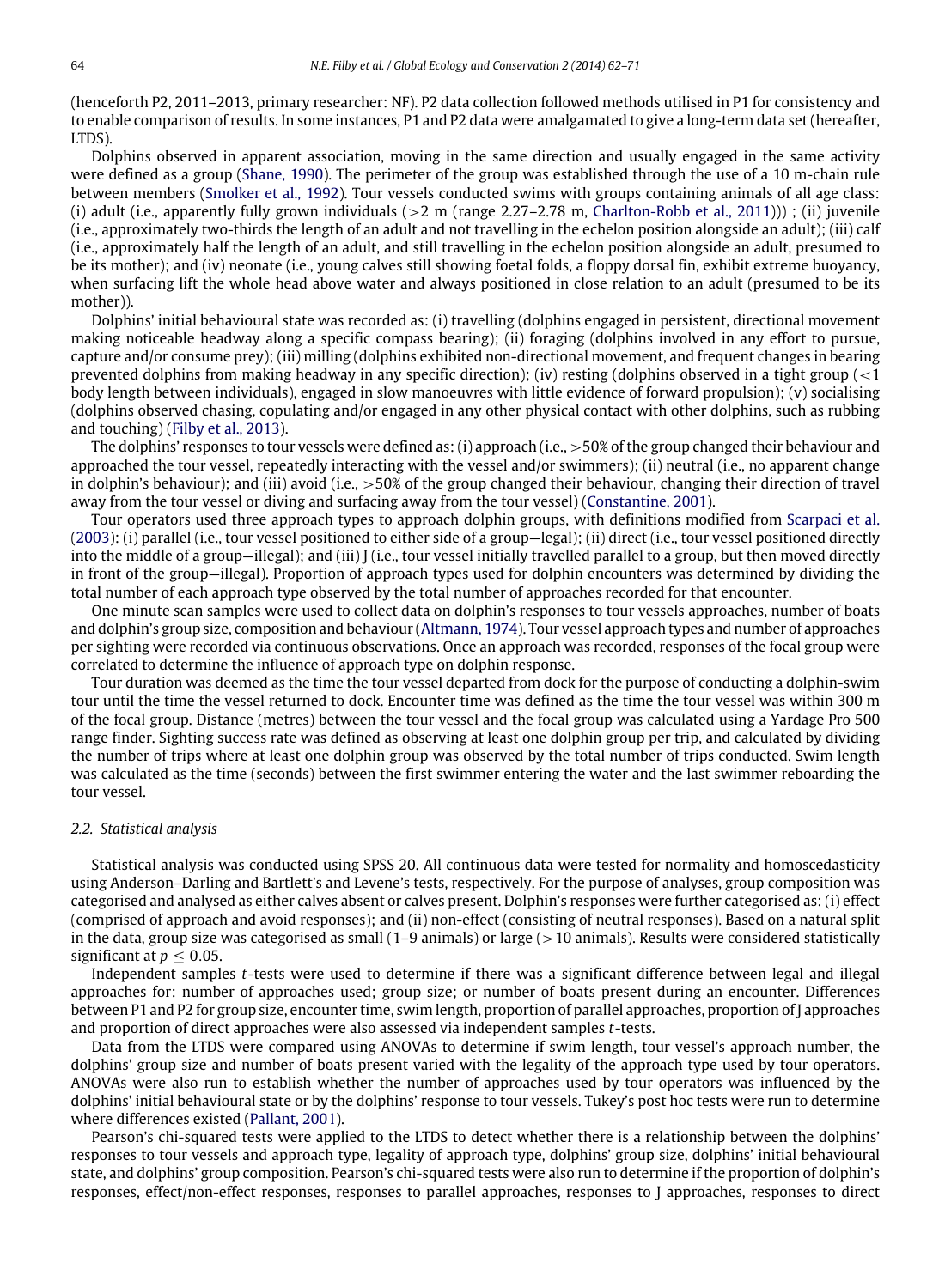(henceforth P2, 2011–2013, primary researcher: NF). P2 data collection followed methods utilised in P1 for consistency and to enable comparison of results. In some instances, P1 and P2 data were amalgamated to give a long-term data set (hereafter, LTDS).

Dolphins observed in apparent association, moving in the same direction and usually engaged in the same activity were defined as a group (Shane, 1990). The perimeter of the group was established through the use of a 10 m-chain rule between members (Smolker et al., 1992). Tour vessels conducted swims with groups containing animals of all age class: (i) adult (i.e., apparently fully grown individuals (>2 m (range 2.27–2.78 m, Charlton-Robb et al., 2011))) ; (ii) juvenile (i.e., approximately two-thirds the length of an adult and not travelling in the echelon position alongside an adult); (iii) calf (i.e., approximately half the length of an adult, and still travelling in the echelon position alongside an adult, presumed to be its mother); and (iv) neonate (i.e., young calves still showing foetal folds, a floppy dorsal fin, exhibit extreme buoyancy, when surfacing lift the whole head above water and always positioned in close relation to an adult (presumed to be its mother)).

Dolphins' initial behavioural state was recorded as: (i) travelling (dolphins engaged in persistent, directional movement making noticeable headway along a specific compass bearing); (ii) foraging (dolphins involved in any effort to pursue, capture and/or consume prey); (iii) milling (dolphins exhibited non-directional movement, and frequent changes in bearing prevented dolphins from making headway in any specific direction); (iv) resting (dolphins observed in a tight group (<1 body length between individuals), engaged in slow manoeuvres with little evidence of forward propulsion); (v) socialising (dolphins observed chasing, copulating and/or engaged in any other physical contact with other dolphins, such as rubbing and touching) (Filby et al., 2013).

The dolphins' responses to tour vessels were defined as: (i) approach (i.e., >50% of the group changed their behaviour and approached the tour vessel, repeatedly interacting with the vessel and/or swimmers); (ii) neutral (i.e., no apparent change in dolphin's behaviour); and (iii) avoid (i.e., >50% of the group changed their behaviour, changing their direction of travel away from the tour vessel or diving and surfacing away from the tour vessel) (Constantine, 2001).

Tour operators used three approach types to approach dolphin groups, with definitions modified from Scarpaci et al. (2003): (i) parallel (i.e., tour vessel positioned to either side of a group—legal); (ii) direct (i.e., tour vessel positioned directly into the middle of a group—illegal); and (iii) J (i.e., tour vessel initially travelled parallel to a group, but then moved directly in front of the group—illegal). Proportion of approach types used for dolphin encounters was determined by dividing the total number of each approach type observed by the total number of approaches recorded for that encounter.

One minute scan samples were used to collect data on dolphin's responses to tour vessels approaches, number of boats and dolphin's group size, composition and behaviour (Altmann, 1974). Tour vessel approach types and number of approaches per sighting were recorded via continuous observations. Once an approach was recorded, responses of the focal group were correlated to determine the influence of approach type on dolphin response.

Tour duration was deemed as the time the tour vessel departed from dock for the purpose of conducting a dolphin-swim tour until the time the vessel returned to dock. Encounter time was defined as the time the tour vessel was within 300 m of the focal group. Distance (metres) between the tour vessel and the focal group was calculated using a Yardage Pro 500 range finder. Sighting success rate was defined as observing at least one dolphin group per trip, and calculated by dividing the number of trips where at least one dolphin group was observed by the total number of trips conducted. Swim length was calculated as the time (seconds) between the first swimmer entering the water and the last swimmer reboarding the tour vessel.

### *2.2. Statistical analysis*

Statistical analysis was conducted using SPSS 20. All continuous data were tested for normality and homoscedasticity using Anderson–Darling and Bartlett's and Levene's tests, respectively. For the purpose of analyses, group composition was categorised and analysed as either calves absent or calves present. Dolphin's responses were further categorised as: (i) effect (comprised of approach and avoid responses); and (ii) non-effect (consisting of neutral responses). Based on a natural split in the data, group size was categorised as small (1–9 animals) or large (>10 animals). Results were considered statistically significant at $p \leq 0.05$.

Independent samples $t$-tests were used to determine if there was a significant difference between legal and illegal approaches for: number of approaches used; group size; or number of boats present during an encounter. Differences between P1 and P2 for group size, encounter time, swim length, proportion of parallel approaches, proportion of J approaches and proportion of direct approaches were also assessed via independent samples $t$-tests.

Data from the LTDS were compared using ANOVAs to determine if swim length, tour vessel's approach number, the dolphins' group size and number of boats present varied with the legality of the approach type used by tour operators. ANOVAs were also run to establish whether the number of approaches used by tour operators was influenced by the dolphins' initial behavioural state or by the dolphins' response to tour vessels. Tukey's post hoc tests were run to determine where differences existed (Pallant, 2001).

Pearson's chi-squared tests were applied to the LTDS to detect whether there is a relationship between the dolphins' responses to tour vessels and approach type, legality of approach type, dolphins' group size, dolphins' initial behavioural state, and dolphins' group composition. Pearson's chi-squared tests were also run to determine if the proportion of dolphin's responses, effect/non-effect responses, responses to parallel approaches, responses to J approaches, responses to direct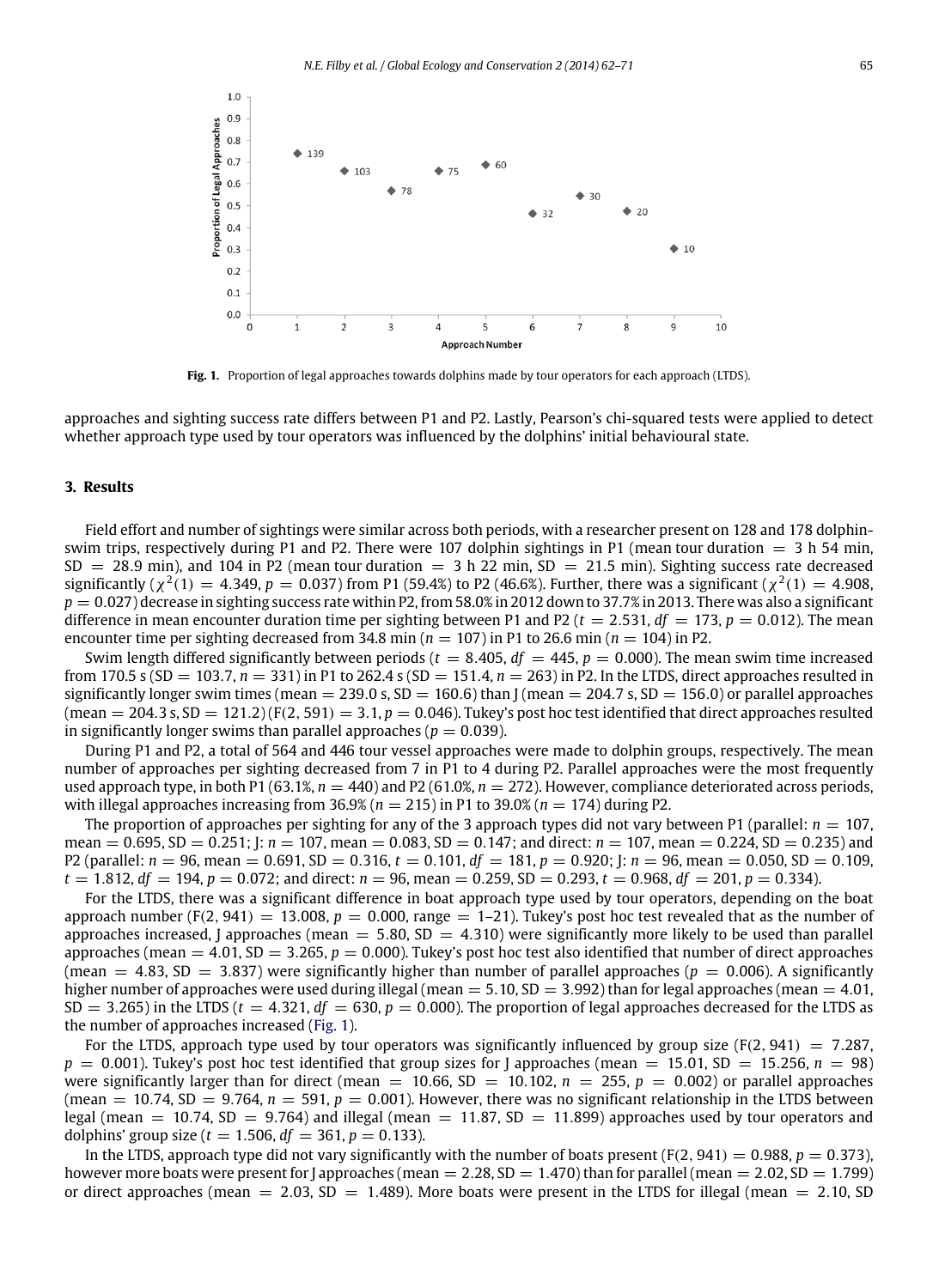Fig. 1. Proportion of legal approaches towards dolphins made by tour operators for each approach (LTDS).

approaches and sighting success rate differs between P1 and P2. Lastly, Pearson's chi-squared tests were applied to detect whether approach type used by tour operators was influenced by the dolphins' initial behavioural state.

## 3. Results

Field effort and number of sightings were similar across both periods, with a researcher present on 128 and 178 dolphin-swim trips, respectively during P1 and P2. There were 107 dolphin sightings in P1 (mean tour duration = 3 h 54 min, SD = 28.9 min), and 104 in P2 (mean tour duration = 3 h 22 min, SD = 21.5 min). Sighting success rate decreased significantly ($\chi^2(1) = 4.349$, $p = 0.037$) from P1 (59.4%) to P2 (46.6%). Further, there was a significant ($\chi^2(1) = 4.908$, $p = 0.027$) decrease in sighting success rate within P2, from 58.0% in 2012 down to 37.7% in 2013. There was also a significant difference in mean encounter duration time per sighting between P1 and P2 ($t = 2.531$, $df = 173$, $p = 0.012$). The mean encounter time per sighting decreased from 34.8 min ($n = 107$) in P1 to 26.6 min ($n = 104$) in P2.

Swim length differed significantly between periods ($t = 8.405$, $df = 445$, $p = 0.000$). The mean swim time increased from 170.5 s (SD = 103.7, $n = 331$) in P1 to 262.4 s (SD = 151.4, $n = 263$) in P2. In the LTDS, direct approaches resulted in significantly longer swim times (mean = 239.0 s, SD = 160.6) than J (mean = 204.7 s, SD = 156.0) or parallel approaches (mean = 204.3 s, SD = 121.2) ($F(2, 591) = 3.1$, $p = 0.046$). Tukey's post hoc test identified that direct approaches resulted in significantly longer swims than parallel approaches ($p = 0.039$).

During P1 and P2, a total of 564 and 446 tour vessel approaches were made to dolphin groups, respectively. The mean number of approaches per sighting decreased from 7 in P1 to 4 during P2. Parallel approaches were the most frequently used approach type, in both P1 (63.1%, $n = 440$) and P2 (61.0%, $n = 272$). However, compliance deteriorated across periods, with illegal approaches increasing from 36.9% ($n = 215$) in P1 to 39.0% ($n = 174$) during P2.

The proportion of approaches per sighting for any of the 3 approach types did not vary between P1 (parallel: $n = 107$, mean = 0.695, SD = 0.251; J: $n = 107$, mean = 0.083, SD = 0.147; and direct: $n = 107$, mean = 0.224, SD = 0.235) and P2 (parallel: $n = 96$, mean = 0.691, SD = 0.316, $t = 0.101$, $df = 181$, $p = 0.920$; J: $n = 96$, mean = 0.050, SD = 0.109, $t = 1.812$, $df = 194$, $p = 0.072$; and direct: $n = 96$, mean = 0.259, SD = 0.293, $t = 0.968$, $df = 201$, $p = 0.334$).

For the LTDS, there was a significant difference in boat approach type used by tour operators, depending on the boat approach number ($F(2, 941) = 13.008$, $p = 0.000$, range = 1–21). Tukey's post hoc test revealed that as the number of approaches increased, J approaches (mean = 5.80, SD = 4.310) were significantly more likely to be used than parallel approaches (mean = 4.01, SD = 3.265, $p = 0.000$). Tukey's post hoc test also identified that number of direct approaches (mean = 4.83, SD = 3.837) were significantly higher than number of parallel approaches ($p = 0.006$). A significantly higher number of approaches were used during illegal (mean = 5.10, SD = 3.992) than for legal approaches (mean = 4.01, SD = 3.265) in the LTDS ($t = 4.321$, $df = 630$, $p = 0.000$). The proportion of legal approaches decreased for the LTDS as the number of approaches increased (Fig. 1).

For the LTDS, approach type used by tour operators was significantly influenced by group size ($F(2, 941) = 7.287$, $p = 0.001$). Tukey's post hoc test identified that group sizes for J approaches (mean = 15.01, SD = 15.256, $n = 98$) were significantly larger than for direct (mean = 10.66, SD = 10.102, $n = 255$, $p = 0.002$) or parallel approaches (mean = 10.74, SD = 9.764, $n = 591$, $p = 0.001$). However, there was no significant relationship in the LTDS between legal (mean = 10.74, SD = 9.764) and illegal (mean = 11.87, SD = 11.899) approaches used by tour operators and dolphins' group size ($t = 1.506$, $df = 361$, $p = 0.133$).

In the LTDS, approach type did not vary significantly with the number of boats present ($F(2, 941) = 0.988$, $p = 0.373$), however more boats were present for J approaches (mean = 2.28, SD = 1.470) than for parallel (mean = 2.02, SD = 1.799) or direct approaches (mean = 2.03, SD = 1.489). More boats were present in the LTDS for illegal (mean = 2.10, SD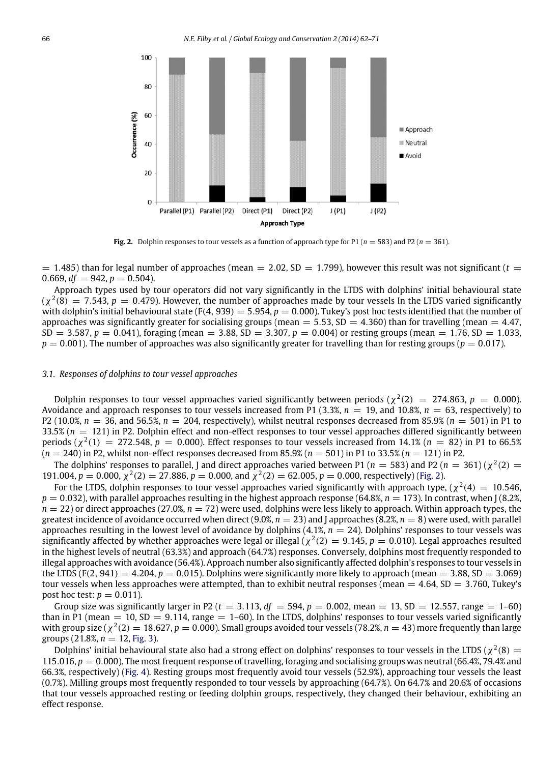Fig. 2. Dolphin responses to tour vessels as a function of approach type for P1 ($n = 583$) and P2 ($n = 361$).

$= 1.485$) than for legal number of approaches (mean $= 2.02$, SD $= 1.799$), however this result was not significant ($t = 0.669$, $df = 942$, $p = 0.504$).

Approach types used by tour operators did not vary significantly in the LTDS with dolphins' initial behavioural state ($\chi^2(8) = 7.543$, $p = 0.479$). However, the number of approaches made by tour vessels In the LTDS varied significantly with dolphin's initial behavioural state ($F(4, 939) = 5.954$, $p = 0.000$). Tukey's post hoc tests identified that the number of approaches was significantly greater for socialising groups (mean $= 5.53$, SD $= 4.360$) than for travelling (mean $= 4.47$, SD $= 3.587$, $p = 0.041$), foraging (mean $= 3.88$, SD $= 3.307$, $p = 0.004$) or resting groups (mean $= 1.76$, SD $= 1.033$, $p = 0.001$). The number of approaches was also significantly greater for travelling than for resting groups ($p = 0.017$).

### *3.1. Responses of dolphins to tour vessel approaches*

Dolphin responses to tour vessel approaches varied significantly between periods ($\chi^2(2) = 274.863$, $p = 0.000$). Avoidance and approach responses to tour vessels increased from P1 (3.3%, $n = 19$, and 10.8%, $n = 63$, respectively) to P2 (10.0%, $n = 36$, and 56.5%, $n = 204$, respectively), whilst neutral responses decreased from 85.9% ($n = 501$) in P1 to 33.5% ($n = 121$) in P2. Dolphin effect and non-effect responses to tour vessel approaches differed significantly between periods ($\chi^2(1) = 272.548$, $p = 0.000$). Effect responses to tour vessels increased from 14.1% ($n = 82$) in P1 to 66.5% ($n = 240$) in P2, whilst non-effect responses decreased from 85.9% ($n = 501$) in P1 to 33.5% ($n = 121$) in P2.

The dolphins' responses to parallel, J and direct approaches varied between P1 ($n = 583$) and P2 ($n = 361$) ($\chi^2(2) = 191.004$, $p = 0.000$, $\chi^2(2) = 27.886$, $p = 0.000$, and $\chi^2(2) = 62.005$, $p = 0.000$, respectively) (Fig. 2).

For the LTDS, dolphin responses to tour vessel approaches varied significantly with approach type, ($\chi^2(4) = 10.546$, $p = 0.032$), with parallel approaches resulting in the highest approach response (64.8%, $n = 173$). In contrast, when J (8.2%, $n = 22$) or direct approaches (27.0%, $n = 72$) were used, dolphins were less likely to approach. Within approach types, the greatest incidence of avoidance occurred when direct (9.0%, $n = 23$) and J approaches (8.2%, $n = 8$) were used, with parallel approaches resulting in the lowest level of avoidance by dolphins (4.1%, $n = 24$). Dolphins' responses to tour vessels was significantly affected by whether approaches were legal or illegal ($\chi^2(2) = 9.145$, $p = 0.010$). Legal approaches resulted in the highest levels of neutral (63.3%) and approach (64.7%) responses. Conversely, dolphins most frequently responded to illegal approaches with avoidance (56.4%). Approach number also significantly affected dolphin's responses to tour vessels in the LTDS ($F(2, 941) = 4.204$, $p = 0.015$). Dolphins were significantly more likely to approach (mean $= 3.88$, SD $= 3.069$) tour vessels when less approaches were attempted, than to exhibit neutral responses (mean $= 4.64$, SD $= 3.760$, Tukey's post hoc test: $p = 0.011$).

Group size was significantly larger in P2 ($t = 3.113$, $df = 594$, $p = 0.002$, mean $= 13$, SD $= 12.557$, range $= 1$–$60$) than in P1 (mean $= 10$, SD $= 9.114$, range $= 1$–$60$). In the LTDS, dolphins' responses to tour vessels varied significantly with group size ($\chi^2(2) = 18.627$, $p = 0.000$). Small groups avoided tour vessels (78.2%, $n = 43$) more frequently than large groups (21.8%, $n = 12$, Fig. 3).

Dolphins' initial behavioural state also had a strong effect on dolphins' responses to tour vessels in the LTDS ($\chi^2(8) = 115.016$, $p = 0.000$). The most frequent response of travelling, foraging and socialising groups was neutral (66.4%, 79.4% and 66.3%, respectively) (Fig. 4). Resting groups most frequently avoid tour vessels (52.9%), approaching tour vessels the least (0.7%). Milling groups most frequently responded to tour vessels by approaching (64.7%). On 64.7% and 20.6% of occasions that tour vessels approached resting or feeding dolphin groups, respectively, they changed their behaviour, exhibiting an effect response.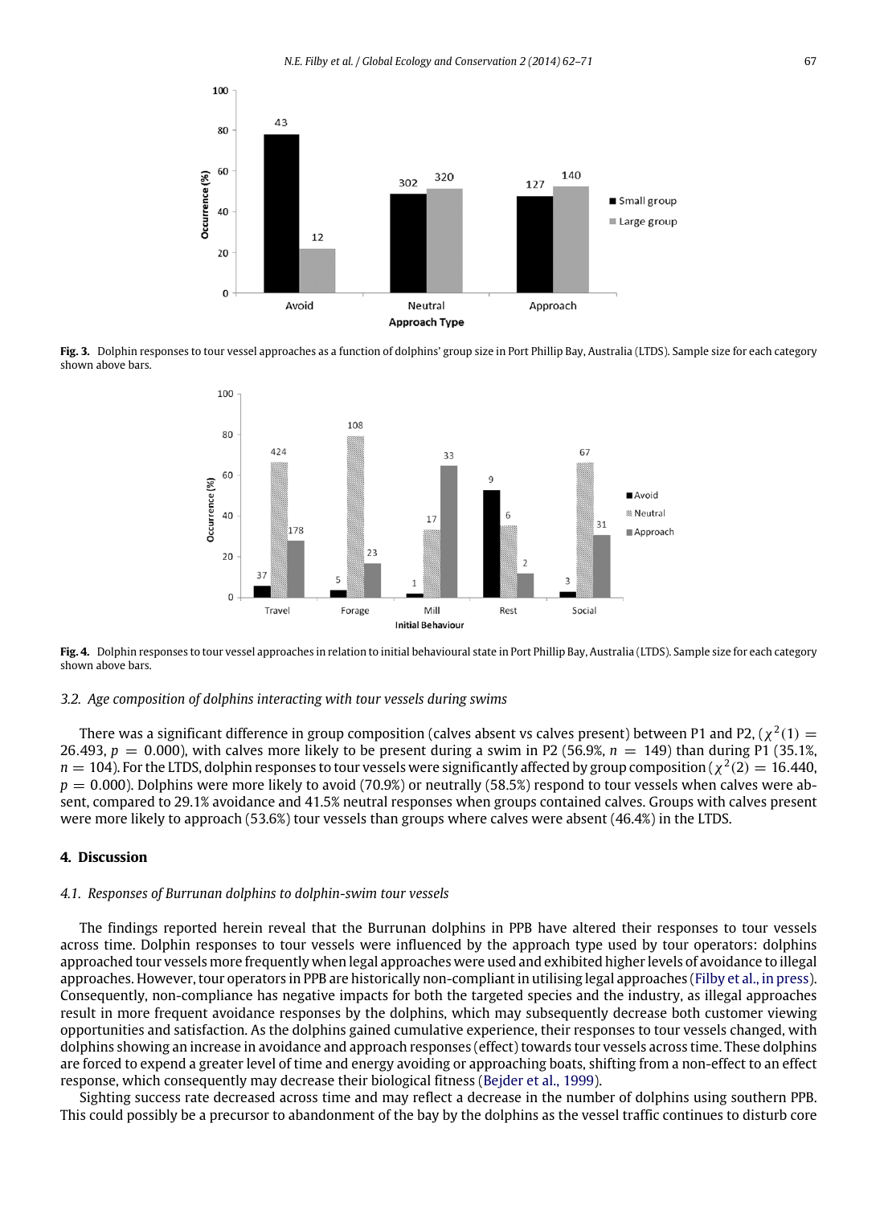**Fig. 3.** Dolphin responses to tour vessel approaches as a function of dolphins' group size in Port Phillip Bay, Australia (LTDS). Sample size for each category shown above bars.

**Fig. 4.** Dolphin responses to tour vessel approaches in relation to initial behavioural state in Port Phillip Bay, Australia (LTDS). Sample size for each category shown above bars.

### *3.2. Age composition of dolphins interacting with tour vessels during swims*

There was a significant difference in group composition (calves absent vs calves present) between P1 and P2, ($\chi^2(1) = 26.493$, $p = 0.000$), with calves more likely to be present during a swim in P2 (56.9%, $n = 149$) than during P1 (35.1%, $n = 104$). For the LTDS, dolphin responses to tour vessels were significantly affected by group composition ($\chi^2(2) = 16.440$, $p = 0.000$). Dolphins were more likely to avoid (70.9%) or neutrally (58.5%) respond to tour vessels when calves were absent, compared to 29.1% avoidance and 41.5% neutral responses when groups contained calves. Groups with calves present were more likely to approach (53.6%) tour vessels than groups where calves were absent (46.4%) in the LTDS.

## **4. Discussion**

### *4.1. Responses of Burrunan dolphins to dolphin-swim tour vessels*

The findings reported herein reveal that the Burrunan dolphins in PPB have altered their responses to tour vessels across time. Dolphin responses to tour vessels were influenced by the approach type used by tour operators: dolphins approached tour vessels more frequently when legal approaches were used and exhibited higher levels of avoidance to illegal approaches. However, tour operators in PPB are historically non-compliant in utilising legal approaches (Filby et al., in press). Consequently, non-compliance has negative impacts for both the targeted species and the industry, as illegal approaches result in more frequent avoidance responses by the dolphins, which may subsequently decrease both customer viewing opportunities and satisfaction. As the dolphins gained cumulative experience, their responses to tour vessels changed, with dolphins showing an increase in avoidance and approach responses (effect) towards tour vessels across time. These dolphins are forced to expend a greater level of time and energy avoiding or approaching boats, shifting from a non-effect to an effect response, which consequently may decrease their biological fitness (Bejder et al., 1999).

Sighting success rate decreased across time and may reflect a decrease in the number of dolphins using southern PPB. This could possibly be a precursor to abandonment of the bay by the dolphins as the vessel traffic continues to disturb core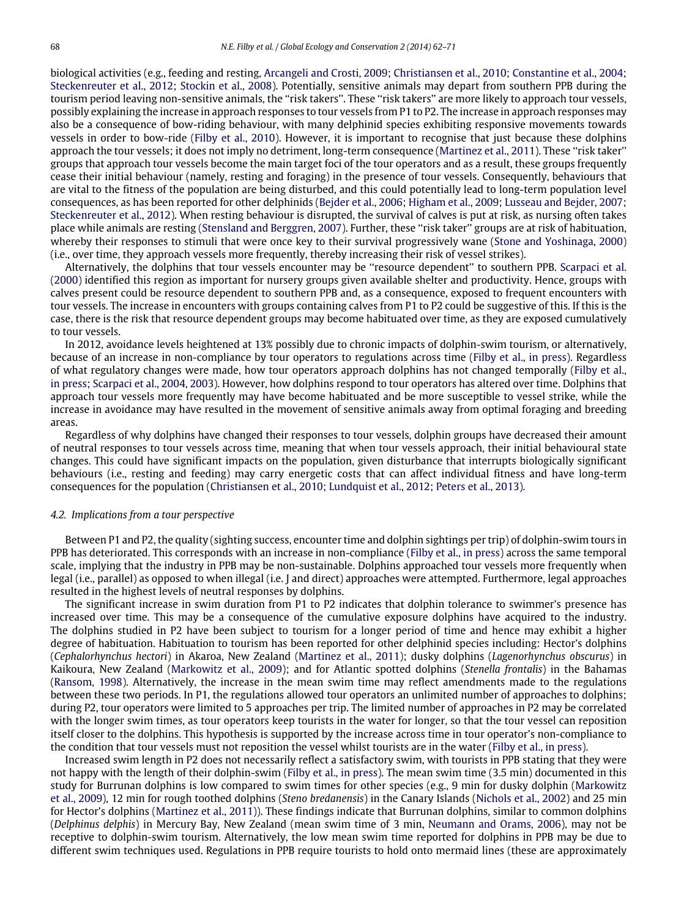biological activities (e.g., feeding and resting, Arcangeli and Crosti, 2009; Christiansen et al., 2010; Constantine et al., 2004; Steckenreuter et al., 2012; Stockin et al., 2008). Potentially, sensitive animals may depart from southern PPB during the tourism period leaving non-sensitive animals, the ''risk takers''. These ''risk takers'' are more likely to approach tour vessels, possibly explaining the increase in approach responses to tour vessels from P1 to P2. The increase in approach responses may also be a consequence of bow-riding behaviour, with many delphinid species exhibiting responsive movements towards vessels in order to bow-ride (Filby et al., 2010). However, it is important to recognise that just because these dolphins approach the tour vessels; it does not imply no detriment, long-term consequence (Martinez et al., 2011). These ''risk taker'' groups that approach tour vessels become the main target foci of the tour operators and as a result, these groups frequently cease their initial behaviour (namely, resting and foraging) in the presence of tour vessels. Consequently, behaviours that are vital to the fitness of the population are being disturbed, and this could potentially lead to long-term population level consequences, as has been reported for other delphinids (Bejder et al., 2006; Higham et al., 2009; Lusseau and Bejder, 2007; Steckenreuter et al., 2012). When resting behaviour is disrupted, the survival of calves is put at risk, as nursing often takes place while animals are resting (Stensland and Berggren, 2007). Further, these ''risk taker'' groups are at risk of habituation, whereby their responses to stimuli that were once key to their survival progressively wane (Stone and Yoshinaga, 2000) (i.e., over time, they approach vessels more frequently, thereby increasing their risk of vessel strikes).

Alternatively, the dolphins that tour vessels encounter may be ''resource dependent'' to southern PPB. Scarpaci et al. (2000) identified this region as important for nursery groups given available shelter and productivity. Hence, groups with calves present could be resource dependent to southern PPB and, as a consequence, exposed to frequent encounters with tour vessels. The increase in encounters with groups containing calves from P1 to P2 could be suggestive of this. If this is the case, there is the risk that resource dependent groups may become habituated over time, as they are exposed cumulatively to tour vessels.

In 2012, avoidance levels heightened at 13% possibly due to chronic impacts of dolphin-swim tourism, or alternatively, because of an increase in non-compliance by tour operators to regulations across time (Filby et al., in press). Regardless of what regulatory changes were made, how tour operators approach dolphins has not changed temporally (Filby et al., in press; Scarpaci et al., 2004, 2003). However, how dolphins respond to tour operators has altered over time. Dolphins that approach tour vessels more frequently may have become habituated and be more susceptible to vessel strike, while the increase in avoidance may have resulted in the movement of sensitive animals away from optimal foraging and breeding areas.

Regardless of why dolphins have changed their responses to tour vessels, dolphin groups have decreased their amount of neutral responses to tour vessels across time, meaning that when tour vessels approach, their initial behavioural state changes. This could have significant impacts on the population, given disturbance that interrupts biologically significant behaviours (i.e., resting and feeding) may carry energetic costs that can affect individual fitness and have long-term consequences for the population (Christiansen et al., 2010; Lundquist et al., 2012; Peters et al., 2013).

### 4.2. Implications from a tour perspective

Between P1 and P2, the quality (sighting success, encounter time and dolphin sightings per trip) of dolphin-swim tours in PPB has deteriorated. This corresponds with an increase in non-compliance (Filby et al., in press) across the same temporal scale, implying that the industry in PPB may be non-sustainable. Dolphins approached tour vessels more frequently when legal (i.e., parallel) as opposed to when illegal (i.e. J and direct) approaches were attempted. Furthermore, legal approaches resulted in the highest levels of neutral responses by dolphins.

The significant increase in swim duration from P1 to P2 indicates that dolphin tolerance to swimmer's presence has increased over time. This may be a consequence of the cumulative exposure dolphins have acquired to the industry. The dolphins studied in P2 have been subject to tourism for a longer period of time and hence may exhibit a higher degree of habituation. Habituation to tourism has been reported for other delphinid species including: Hector's dolphins (*Cephalorhynchus hectori*) in Akaroa, New Zealand (Martinez et al., 2011); dusky dolphins (*Lagenorhynchus obscurus*) in Kaikoura, New Zealand (Markowitz et al., 2009); and for Atlantic spotted dolphins (*Stenella frontalis*) in the Bahamas (Ransom, 1998). Alternatively, the increase in the mean swim time may reflect amendments made to the regulations between these two periods. In P1, the regulations allowed tour operators an unlimited number of approaches to dolphins; during P2, tour operators were limited to 5 approaches per trip. The limited number of approaches in P2 may be correlated with the longer swim times, as tour operators keep tourists in the water for longer, so that the tour vessel can reposition itself closer to the dolphins. This hypothesis is supported by the increase across time in tour operator's non-compliance to the condition that tour vessels must not reposition the vessel whilst tourists are in the water (Filby et al., in press).

Increased swim length in P2 does not necessarily reflect a satisfactory swim, with tourists in PPB stating that they were not happy with the length of their dolphin-swim (Filby et al., in press). The mean swim time (3.5 min) documented in this study for Burrunan dolphins is low compared to swim times for other species (e.g., 9 min for dusky dolphin (Markowitz et al., 2009), 12 min for rough toothed dolphins (*Steno bredanensis*) in the Canary Islands (Nichols et al., 2002) and 25 min for Hector's dolphins (Martinez et al., 2011)). These findings indicate that Burrunan dolphins, similar to common dolphins (*Delphinus delphis*) in Mercury Bay, New Zealand (mean swim time of 3 min, Neumann and Orams, 2006), may not be receptive to dolphin-swim tourism. Alternatively, the low mean swim time reported for dolphins in PPB may be due to different swim techniques used. Regulations in PPB require tourists to hold onto mermaid lines (these are approximately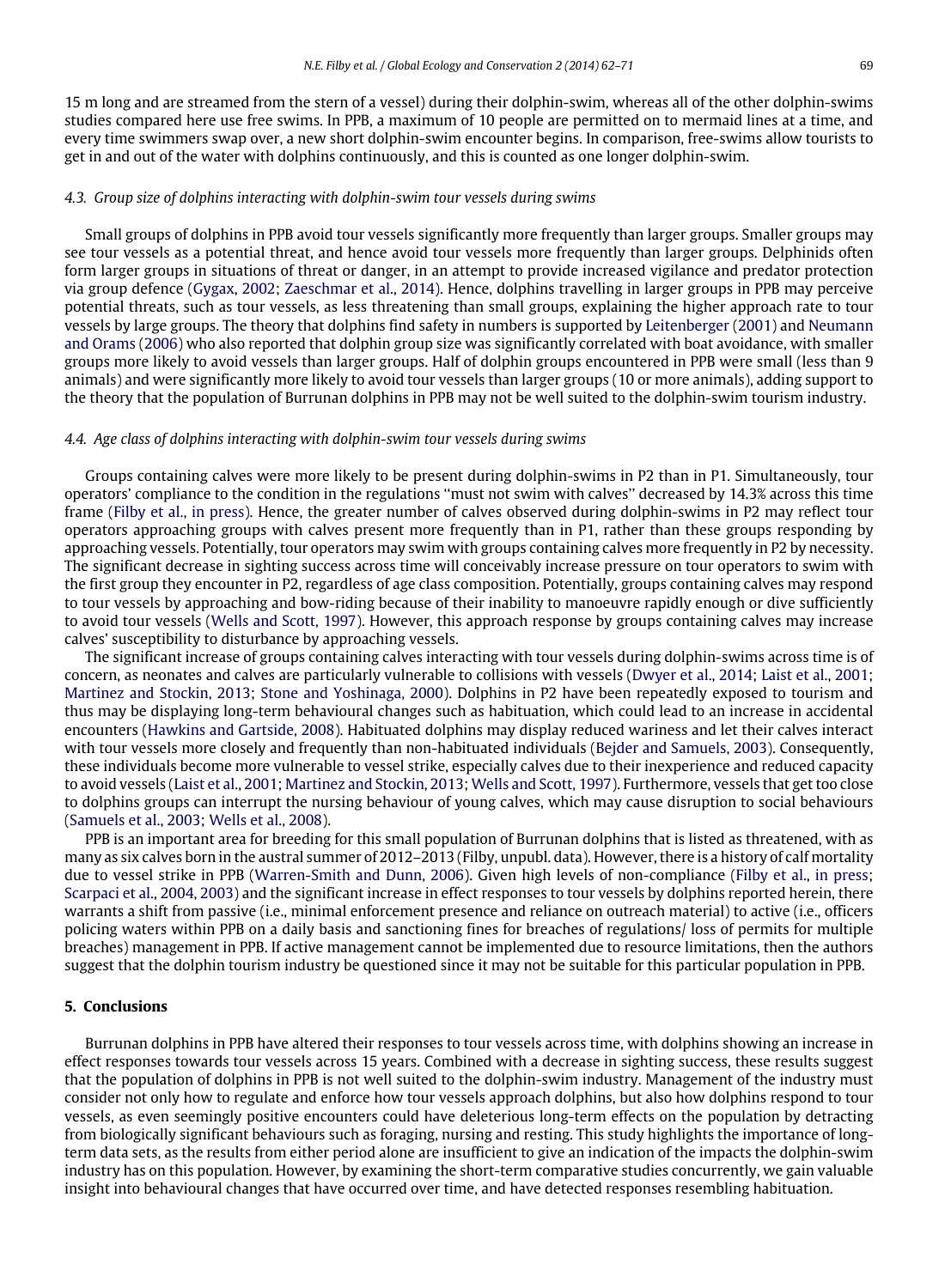15 m long and are streamed from the stern of a vessel) during their dolphin-swim, whereas all of the other dolphin-swims studies compared here use free swims. In PPB, a maximum of 10 people are permitted on to mermaid lines at a time, and every time swimmers swap over, a new short dolphin-swim encounter begins. In comparison, free-swims allow tourists to get in and out of the water with dolphins continuously, and this is counted as one longer dolphin-swim.

### 4.3. Group size of dolphins interacting with dolphin-swim tour vessels during swims

Small groups of dolphins in PPB avoid tour vessels significantly more frequently than larger groups. Smaller groups may see tour vessels as a potential threat, and hence avoid tour vessels more frequently than larger groups. Delphinids often form larger groups in situations of threat or danger, in an attempt to provide increased vigilance and predator protection via group defence (Gygax, 2002; Zaeschmar et al., 2014). Hence, dolphins travelling in larger groups in PPB may perceive potential threats, such as tour vessels, as less threatening than small groups, explaining the higher approach rate to tour vessels by large groups. The theory that dolphins find safety in numbers is supported by Leitenberger (2001) and Neumann and Orams (2006) who also reported that dolphin group size was significantly correlated with boat avoidance, with smaller groups more likely to avoid vessels than larger groups. Half of dolphin groups encountered in PPB were small (less than 9 animals) and were significantly more likely to avoid tour vessels than larger groups (10 or more animals), adding support to the theory that the population of Burrunan dolphins in PPB may not be well suited to the dolphin-swim tourism industry.

### 4.4. Age class of dolphins interacting with dolphin-swim tour vessels during swims

Groups containing calves were more likely to be present during dolphin-swims in P2 than in P1. Simultaneously, tour operators' compliance to the condition in the regulations "must not swim with calves" decreased by 14.3% across this time frame (Filby et al., in press). Hence, the greater number of calves observed during dolphin-swims in P2 may reflect tour operators approaching groups with calves present more frequently than in P1, rather than these groups responding by approaching vessels. Potentially, tour operators may swim with groups containing calves more frequently in P2 by necessity. The significant decrease in sighting success across time will conceivably increase pressure on tour operators to swim with the first group they encounter in P2, regardless of age class composition. Potentially, groups containing calves may respond to tour vessels by approaching and bow-riding because of their inability to manoeuvre rapidly enough or dive sufficiently to avoid tour vessels (Wells and Scott, 1997). However, this approach response by groups containing calves may increase calves' susceptibility to disturbance by approaching vessels.

The significant increase of groups containing calves interacting with tour vessels during dolphin-swims across time is of concern, as neonates and calves are particularly vulnerable to collisions with vessels (Dwyer et al., 2014; Laist et al., 2001; Martinez and Stockin, 2013; Stone and Yoshinaga, 2000). Dolphins in P2 have been repeatedly exposed to tourism and thus may be displaying long-term behavioural changes such as habituation, which could lead to an increase in accidental encounters (Hawkins and Gartside, 2008). Habituated dolphins may display reduced wariness and let their calves interact with tour vessels more closely and frequently than non-habituated individuals (Bejder and Samuels, 2003). Consequently, these individuals become more vulnerable to vessel strike, especially calves due to their inexperience and reduced capacity to avoid vessels (Laist et al., 2001; Martinez and Stockin, 2013; Wells and Scott, 1997). Furthermore, vessels that get too close to dolphins groups can interrupt the nursing behaviour of young calves, which may cause disruption to social behaviours (Samuels et al., 2003; Wells et al., 2008).

PPB is an important area for breeding for this small population of Burrunan dolphins that is listed as threatened, with as many as six calves born in the austral summer of 2012–2013 (Filby, unpubl. data). However, there is a history of calf mortality due to vessel strike in PPB (Warren-Smith and Dunn, 2006). Given high levels of non-compliance (Filby et al., in press; Scarpaci et al., 2004, 2003) and the significant increase in effect responses to tour vessels by dolphins reported herein, there warrants a shift from passive (i.e., minimal enforcement presence and reliance on outreach material) to active (i.e., officers policing waters within PPB on a daily basis and sanctioning fines for breaches of regulations/ loss of permits for multiple breaches) management in PPB. If active management cannot be implemented due to resource limitations, then the authors suggest that the dolphin tourism industry be questioned since it may not be suitable for this particular population in PPB.

## 5. Conclusions

Burrunan dolphins in PPB have altered their responses to tour vessels across time, with dolphins showing an increase in effect responses towards tour vessels across 15 years. Combined with a decrease in sighting success, these results suggest that the population of dolphins in PPB is not well suited to the dolphin-swim industry. Management of the industry must consider not only how to regulate and enforce how tour vessels approach dolphins, but also how dolphins respond to tour vessels, as even seemingly positive encounters could have deleterious long-term effects on the population by detracting from biologically significant behaviours such as foraging, nursing and resting. This study highlights the importance of long-term data sets, as the results from either period alone are insufficient to give an indication of the impacts the dolphin-swim industry has on this population. However, by examining the short-term comparative studies concurrently, we gain valuable insight into behavioural changes that have occurred over time, and have detected responses resembling habituation.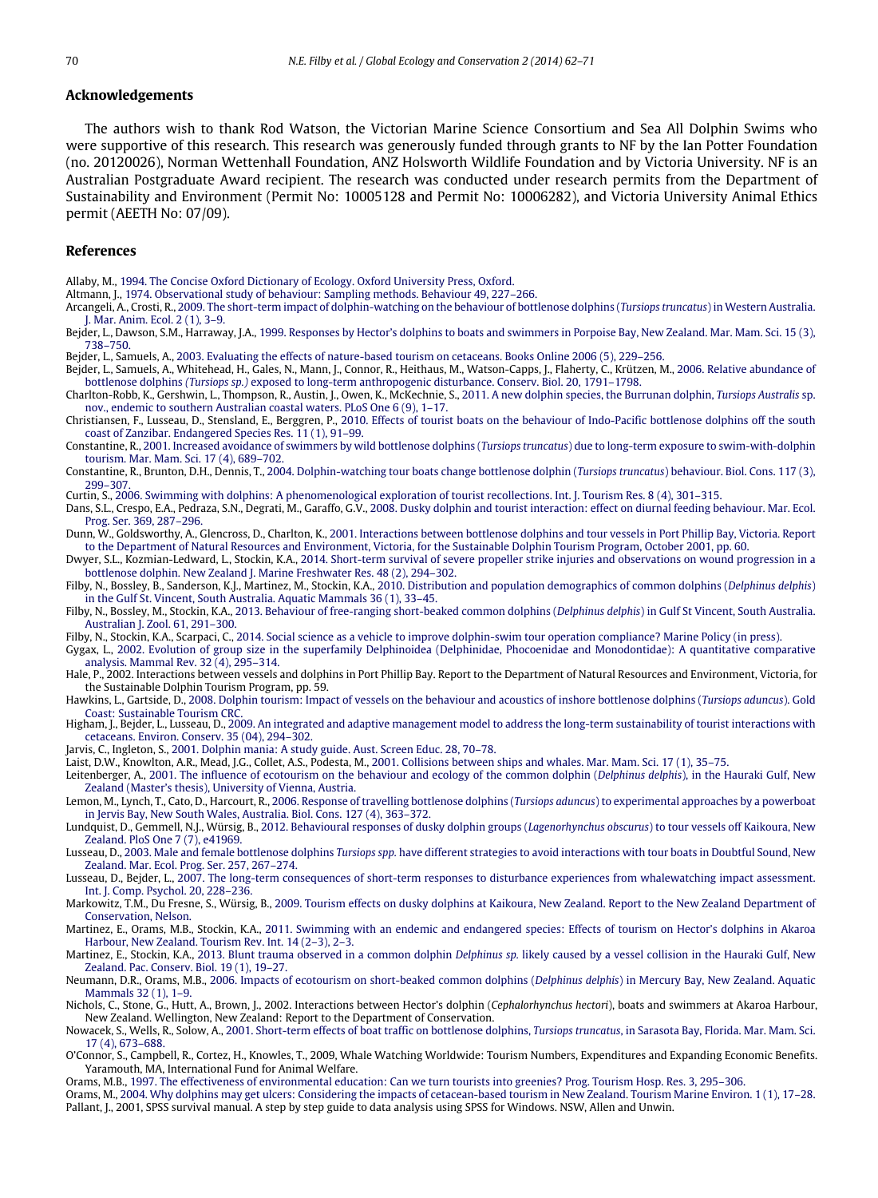## Acknowledgements

The authors wish to thank Rod Watson, the Victorian Marine Science Consortium and Sea All Dolphin Swims who were supportive of this research. This research was generously funded through grants to NF by the Ian Potter Foundation (no. 20120026), Norman Wettenhall Foundation, ANZ Holsworth Wildlife Foundation and by Victoria University. NF is an Australian Postgraduate Award recipient. The research was conducted under research permits from the Department of Sustainability and Environment (Permit No: 10005128 and Permit No: 10006282), and Victoria University Animal Ethics permit (AEETH No: 07/09).

## References

Allaby, M., 1994. The Concise Oxford Dictionary of Ecology. Oxford University Press, Oxford.

Altmann, J., 1974. Observational study of behaviour: Sampling methods. Behaviour 49, 227–266.

Arcangeli, A., Crosti, R., 2009. The short-term impact of dolphin-watching on the behaviour of bottlenose dolphins (*Tursiops truncatus*) in Western Australia. J. Mar. Anim. Ecol. 2 (1), 3–9.

Bejder, L., Dawson, S.M., Harraway, J.A., 1999. Responses by Hector's dolphins to boats and swimmers in Porpoise Bay, New Zealand. Mar. Mam. Sci. 15 (3), 738–750.

Bejder, L., Samuels, A., 2003. Evaluating the effects of nature-based tourism on cetaceans. Books Online 2006 (5), 229–256.

Bejder, L., Samuels, A., Whitehead, H., Gales, N., Mann, J., Connor, R., Heithaus, M., Watson-Capps, J., Flaherty, C., Krützen, M., 2006. Relative abundance of bottlenose dolphins *(Tursiops sp.)* exposed to long-term anthropogenic disturbance. Conserv. Biol. 20, 1791–1798.

Charlton-Robb, K., Gershwin, L., Thompson, R., Austin, J., Owen, K., McKechnie, S., 2011. A new dolphin species, the Burrunan dolphin, *Tursiops Australis* sp. nov., endemic to southern Australian coastal waters. PLoS One 6 (9), 1–17.

Christiansen, F., Lusseau, D., Stensland, E., Berggren, P., 2010. Effects of tourist boats on the behaviour of Indo-Pacific bottlenose dolphins off the south coast of Zanzibar. Endangered Species Res. 11 (1), 91–99.

Constantine, R., 2001. Increased avoidance of swimmers by wild bottlenose dolphins (*Tursiops truncatus*) due to long-term exposure to swim-with-dolphin tourism. Mar. Mam. Sci. 17 (4), 689–702.

Constantine, R., Brunton, D.H., Dennis, T., 2004. Dolphin-watching tour boats change bottlenose dolphin (*Tursiops truncatus*) behaviour. Biol. Cons. 117 (3), 299–307.

Curtin, S., 2006. Swimming with dolphins: A phenomenological exploration of tourist recollections. Int. J. Tourism Res. 8 (4), 301–315.

Dans, S.L., Crespo, E.A., Pedraza, S.N., Degrati, M., Garaffo, G.V., 2008. Dusky dolphin and tourist interaction: effect on diurnal feeding behaviour. Mar. Ecol. Prog. Ser. 369, 287–296.

Dunn, W., Goldsworthy, A., Glencross, D., Charlton, K., 2001. Interactions between bottlenose dolphins and tour vessels in Port Phillip Bay, Victoria. Report to the Department of Natural Resources and Environment, Victoria, for the Sustainable Dolphin Tourism Program, October 2001, pp. 60.

Dwyer, S.L., Kozmian-Ledward, L., Stockin, K.A., 2014. Short-term survival of severe propeller strike injuries and observations on wound progression in a bottlenose dolphin. New Zealand J. Marine Freshwater Res. 48 (2), 294–302.

Filby, N., Bossley, B., Sanderson, K.J., Martinez, M., Stockin, K.A., 2010. Distribution and population demographics of common dolphins (*Delphinus delphis*) in the Gulf St. Vincent, South Australia. Aquatic Mammals 36 (1), 33–45.

Filby, N., Bossley, M., Stockin, K.A., 2013. Behaviour of free-ranging short-beaked common dolphins (*Delphinus delphis*) in Gulf St Vincent, South Australia. Australian J. Zool. 61, 291–300.

Filby, N., Stockin, K.A., Scarpaci, C., 2014. Social science as a vehicle to improve dolphin-swim tour operation compliance? Marine Policy (in press).

Gygax, L., 2002. Evolution of group size in the superfamily Delphinoidea (Delphinidae, Phocoenidae and Monodontidae): A quantitative comparative analysis. Mammal Rev. 32 (4), 295–314.

Hale, P., 2002. Interactions between vessels and dolphins in Port Phillip Bay. Report to the Department of Natural Resources and Environment, Victoria, for the Sustainable Dolphin Tourism Program, pp. 59.

Hawkins, L., Gartside, D., 2008. Dolphin tourism: Impact of vessels on the behaviour and acoustics of inshore bottlenose dolphins (*Tursiops aduncus*). Gold Coast: Sustainable Tourism CRC.

Higham, J., Bejder, L., Lusseau, D., 2009. An integrated and adaptive management model to address the long-term sustainability of tourist interactions with cetaceans. Environ. Conserv. 35 (04), 294–302.

Jarvis, C., Ingleton, S., 2001. Dolphin mania: A study guide. Aust. Screen Educ. 28, 70–78.

Laist, D.W., Knowlton, A.R., Mead, J.G., Collet, A.S., Podesta, M., 2001. Collisions between ships and whales. Mar. Mam. Sci. 17 (1), 35–75.

Leitenberger, A., 2001. The influence of ecotourism on the behaviour and ecology of the common dolphin (*Delphinus delphis*), in the Hauraki Gulf, New Zealand (Master's thesis), University of Vienna, Austria.

Lemon, M., Lynch, T., Cato, D., Harcourt, R., 2006. Response of travelling bottlenose dolphins (*Tursiops aduncus*) to experimental approaches by a powerboat in Jervis Bay, New South Wales, Australia. Biol. Cons. 127 (4), 363–372.

Lundquist, D., Gemmell, N.J., Würsig, B., 2012. Behavioural responses of dusky dolphin groups (*Lagenorhynchus obscurus*) to tour vessels off Kaikoura, New Zealand. PloS One 7 (7), e41969.

Lusseau, D., 2003. Male and female bottlenose dolphins *Tursiops spp.* have different strategies to avoid interactions with tour boats in Doubtful Sound, New Zealand. Mar. Ecol. Prog. Ser. 257, 267–274.

Lusseau, D., Bejder, L., 2007. The long-term consequences of short-term responses to disturbance experiences from whalewatching impact assessment. Int. J. Comp. Psychol. 20, 228–236.

Markowitz, T.M., Du Fresne, S., Würsig, B., 2009. Tourism effects on dusky dolphins at Kaikoura, New Zealand. Report to the New Zealand Department of Conservation, Nelson.

Martinez, E., Orams, M.B., Stockin, K.A., 2011. Swimming with an endemic and endangered species: Effects of tourism on Hector's dolphins in Akaroa Harbour, New Zealand. Tourism Rev. Int. 14 (2–3), 2–3.

Martinez, E., Stockin, K.A., 2013. Blunt trauma observed in a common dolphin *Delphinus sp.* likely caused by a vessel collision in the Hauraki Gulf, New Zealand. Pac. Conserv. Biol. 19 (1), 19–27.

Neumann, D.R., Orams, M.B., 2006. Impacts of ecotourism on short-beaked common dolphins (*Delphinus delphis*) in Mercury Bay, New Zealand. Aquatic Mammals 32 (1), 1–9.

Nichols, C., Stone, G., Hutt, A., Brown, J., 2002. Interactions between Hector's dolphin (*Cephalorhynchus hectori*), boats and swimmers at Akaroa Harbour, New Zealand. Wellington, New Zealand: Report to the Department of Conservation.

Nowacek, S., Wells, R., Solow, A., 2001. Short-term effects of boat traffic on bottlenose dolphins, *Tursiops truncatus*, in Sarasota Bay, Florida. Mar. Mam. Sci. 17 (4), 673–688.

O'Connor, S., Campbell, R., Cortez, H., Knowles, T., 2009, Whale Watching Worldwide: Tourism Numbers, Expenditures and Expanding Economic Benefits. Yaramouth, MA, International Fund for Animal Welfare.

Orams, M.B., 1997. The effectiveness of environmental education: Can we turn tourists into greenies? Prog. Tourism Hosp. Res. 3, 295–306.

Orams, M., 2004. Why dolphins may get ulcers: Considering the impacts of cetacean-based tourism in New Zealand. Tourism Marine Environ. 1 (1), 17–28.

Pallant, J., 2001, SPSS survival manual. A step by step guide to data analysis using SPSS for Windows. NSW, Allen and Unwin.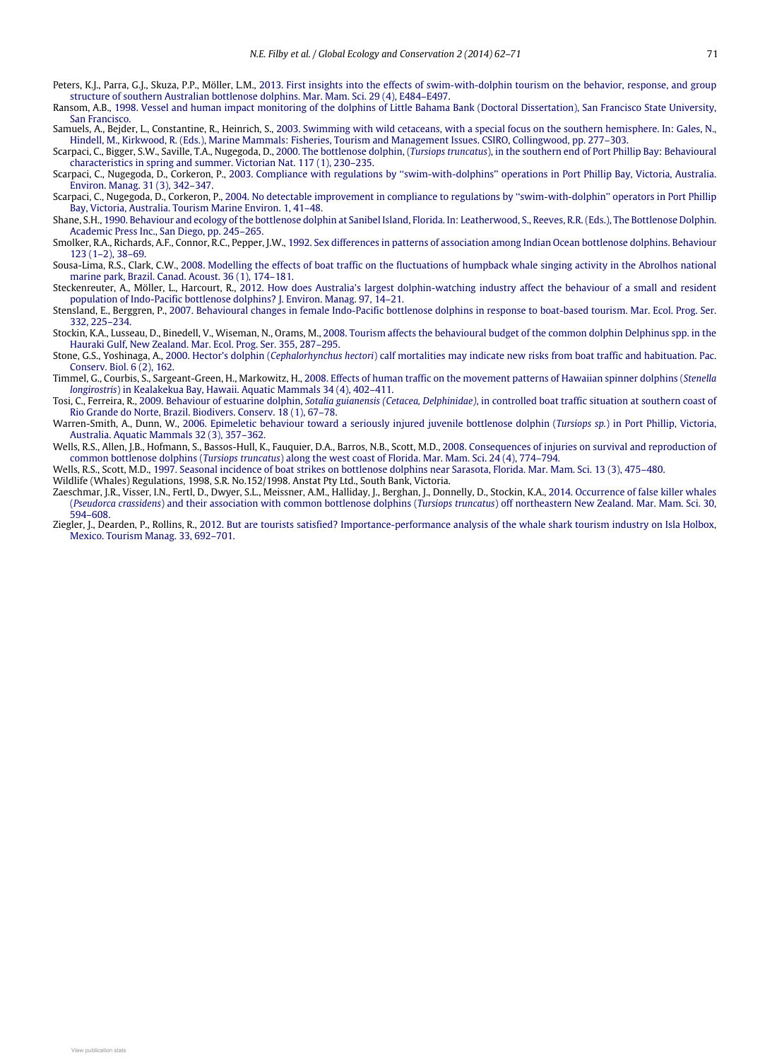Peters, K.J., Parra, G.J., Skuza, P.P., Möller, L.M., 2013. First insights into the effects of swim-with-dolphin tourism on the behavior, response, and group structure of southern Australian bottlenose dolphins. Mar. Mam. Sci. 29 (4), E484–E497.

Ransom, A.B., 1998. Vessel and human impact monitoring of the dolphins of Little Bahama Bank (Doctoral Dissertation), San Francisco State University, San Francisco.

Samuels, A., Bejder, L., Constantine, R., Heinrich, S., 2003. Swimming with wild cetaceans, with a special focus on the southern hemisphere. In: Gales, N., Hindell, M., Kirkwood, R. (Eds.), Marine Mammals: Fisheries, Tourism and Management Issues. CSIRO, Collingwood, pp. 277–303.

Scarpaci, C., Bigger, S.W., Saville, T.A., Nugegoda, D., 2000. The bottlenose dolphin, (*Tursiops truncatus*), in the southern end of Port Phillip Bay: Behavioural characteristics in spring and summer. Victorian Nat. 117 (1), 230–235.

Scarpaci, C., Nugegoda, D., Corkeron, P., 2003. Compliance with regulations by "swim-with-dolphins" operations in Port Phillip Bay, Victoria, Australia. Environ. Manag. 31 (3), 342–347.

Scarpaci, C., Nugegoda, D., Corkeron, P., 2004. No detectable improvement in compliance to regulations by "swim-with-dolphin" operators in Port Phillip Bay, Victoria, Australia. Tourism Marine Environ. 1, 41–48.

Shane, S.H., 1990. Behaviour and ecology of the bottlenose dolphin at Sanibel Island, Florida. In: Leatherwood, S., Reeves, R.R. (Eds.), The Bottlenose Dolphin. Academic Press Inc., San Diego, pp. 245–265.

Smolker, R.A., Richards, A.F., Connor, R.C., Pepper, J.W., 1992. Sex differences in patterns of association among Indian Ocean bottlenose dolphins. Behaviour 123 (1–2), 38–69.

Sousa-Lima, R.S., Clark, C.W., 2008. Modelling the effects of boat traffic on the fluctuations of humpback whale singing activity in the Abrolhos national marine park, Brazil. Canad. Acoust. 36 (1), 174–181.

Steckenreuter, A., Möller, L., Harcourt, R., 2012. How does Australia's largest dolphin-watching industry affect the behaviour of a small and resident population of Indo-Pacific bottlenose dolphins? J. Environ. Manag. 97, 14–21.

Stensland, E., Berggren, P., 2007. Behavioural changes in female Indo-Pacific bottlenose dolphins in response to boat-based tourism. Mar. Ecol. Prog. Ser. 332, 225–234.

Stockin, K.A., Lusseau, D., Binedell, V., Wiseman, N., Orams, M., 2008. Tourism affects the behavioural budget of the common dolphin Delphinus spp. in the Hauraki Gulf, New Zealand. Mar. Ecol. Prog. Ser. 355, 287–295.

Stone, G.S., Yoshinaga, A., 2000. Hector's dolphin (*Cephalorhynchus hectori*) calf mortalities may indicate new risks from boat traffic and habituation. Pac. Conserv. Biol. 6 (2), 162.

Timmel, G., Courbis, S., Sargeant-Green, H., Markowitz, H., 2008. Effects of human traffic on the movement patterns of Hawaiian spinner dolphins (*Stenella longirostris*) in Kealakekua Bay, Hawaii. Aquatic Mammals 34 (4), 402–411.

Tosi, C., Ferreira, R., 2009. Behaviour of estuarine dolphin, *Sotalia guianensis (Cetacea, Delphinidae)*, in controlled boat traffic situation at southern coast of Rio Grande do Norte, Brazil. Biodivers. Conserv. 18 (1), 67–78.

Warren-Smith, A., Dunn, W., 2006. Epimeletic behaviour toward a seriously injured juvenile bottlenose dolphin (*Tursiops sp.*) in Port Phillip, Victoria, Australia. Aquatic Mammals 32 (3), 357–362.

Wells, R.S., Allen, J.B., Hofmann, S., Bassos-Hull, K., Fauquier, D.A., Barros, N.B., Scott, M.D., 2008. Consequences of injuries on survival and reproduction of common bottlenose dolphins (*Tursiops truncatus*) along the west coast of Florida. Mar. Mam. Sci. 24 (4), 774–794.

Wells, R.S., Scott, M.D., 1997. Seasonal incidence of boat strikes on bottlenose dolphins near Sarasota, Florida. Mar. Mam. Sci. 13 (3), 475–480.

Wildlife (Whales) Regulations, 1998, S.R. No.152/1998. Anstat Pty Ltd., South Bank, Victoria.

Zaeschmar, J.R., Visser, I.N., Fertl, D., Dwyer, S.L., Meissner, A.M., Halliday, J., Berghan, J., Donnelly, D., Stockin, K.A., 2014. Occurrence of false killer whales (*Pseudorca crassidens*) and their association with common bottlenose dolphins (*Tursiops truncatus*) off northeastern New Zealand. Mar. Mam. Sci. 30, 594–608.

Ziegler, J., Dearden, P., Rollins, R., 2012. But are tourists satisfied? Importance-performance analysis of the whale shark tourism industry on Isla Holbox, Mexico. Tourism Manag. 33, 692–701.